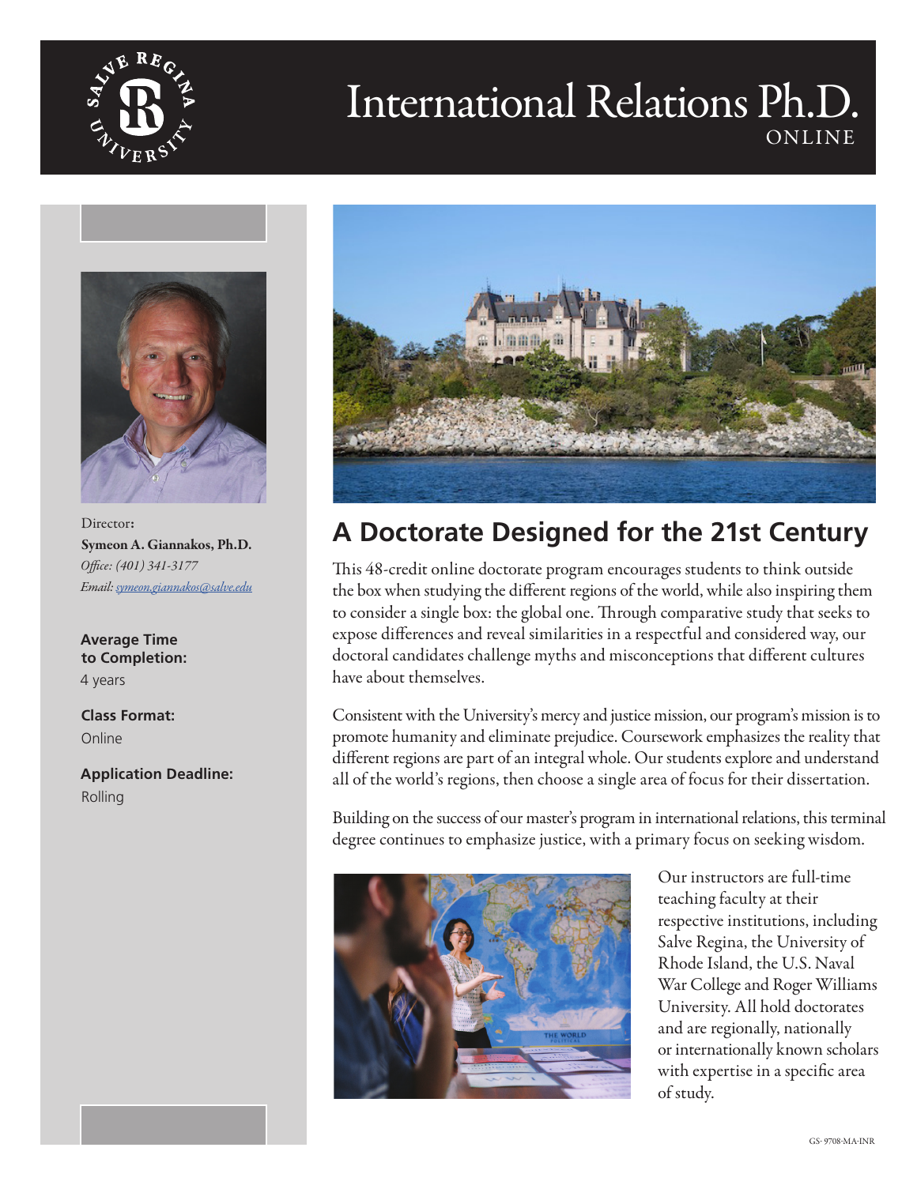# International Relations Ph.D.

ONLINE

Director:
**Symeon A. Giannakos, Ph.D.**
*Office: (401) 341-3177*
*Email: symeon.giannakos@salve.edu*

**Average Time to Completion:**
4 years

**Class Format:**
Online

**Application Deadline:**
Rolling

## A Doctorate Designed for the 21st Century

This 48-credit online doctorate program encourages students to think outside the box when studying the different regions of the world, while also inspiring them to consider a single box: the global one. Through comparative study that seeks to expose differences and reveal similarities in a respectful and considered way, our doctoral candidates challenge myths and misconceptions that different cultures have about themselves.

Consistent with the University's mercy and justice mission, our program's mission is to promote humanity and eliminate prejudice. Coursework emphasizes the reality that different regions are part of an integral whole. Our students explore and understand all of the world's regions, then choose a single area of focus for their dissertation.

Building on the success of our master's program in international relations, this terminal degree continues to emphasize justice, with a primary focus on seeking wisdom.

Our instructors are full-time teaching faculty at their respective institutions, including Salve Regina, the University of Rhode Island, the U.S. Naval War College and Roger Williams University. All hold doctorates and are regionally, nationally or internationally known scholars with expertise in a specific area of study.

GS-9708-MA-INR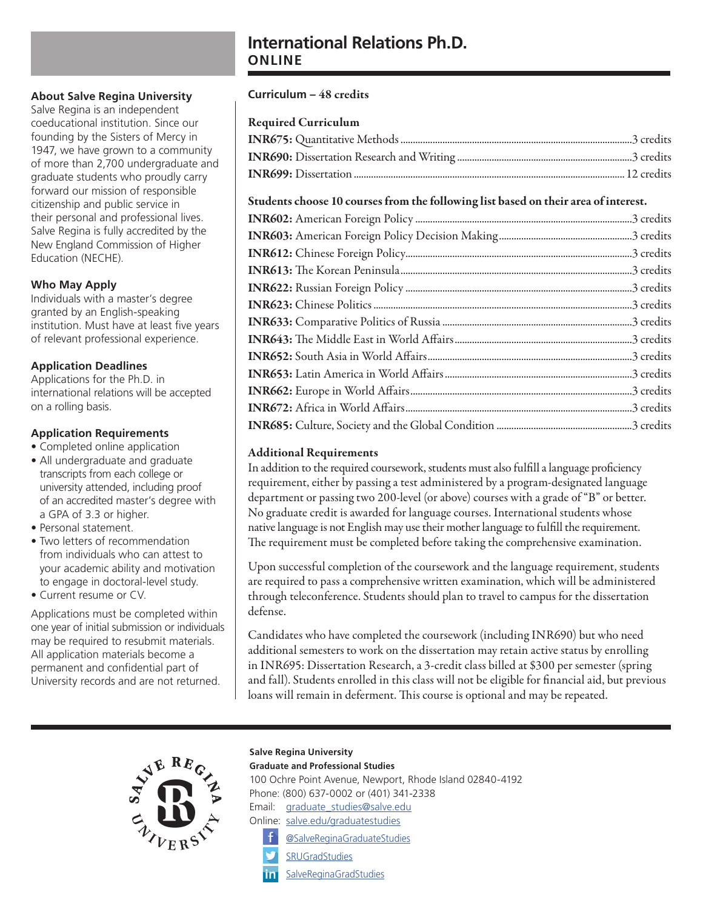# International Relations Ph.D.
## ONLINE

### About Salve Regina University

Salve Regina is an independent coeducational institution. Since our founding by the Sisters of Mercy in 1947, we have grown to a community of more than 2,700 undergraduate and graduate students who proudly carry forward our mission of responsible citizenship and public service in their personal and professional lives. Salve Regina is fully accredited by the New England Commission of Higher Education (NECHE).

### Who May Apply

Individuals with a master's degree granted by an English-speaking institution. Must have at least five years of relevant professional experience.

### Application Deadlines

Applications for the Ph.D. in international relations will be accepted on a rolling basis.

### Application Requirements

- Completed online application
- All undergraduate and graduate transcripts from each college or university attended, including proof of an accredited master's degree with a GPA of 3.3 or higher.
- Personal statement.
- Two letters of recommendation from individuals who can attest to your academic ability and motivation to engage in doctoral-level study.
- Current resume or CV.

Applications must be completed within one year of initial submission or individuals may be required to resubmit materials. All application materials become a permanent and confidential part of University records and are not returned.

### Curriculum – 48 credits

#### Required Curriculum

**INR675:** Quantitative Methods ....3 credits
**INR690:** Dissertation Research and Writing ....3 credits
**INR699:** Dissertation .... 12 credits

#### Students choose 10 courses from the following list based on their area of interest.

**INR602:** American Foreign Policy ....3 credits
**INR603:** American Foreign Policy Decision Making....3 credits
**INR612:** Chinese Foreign Policy....3 credits
**INR613:** The Korean Peninsula....3 credits
**INR622:** Russian Foreign Policy ....3 credits
**INR623:** Chinese Politics ....3 credits
**INR633:** Comparative Politics of Russia ....3 credits
**INR643:** The Middle East in World Affairs....3 credits
**INR652:** South Asia in World Affairs....3 credits
**INR653:** Latin America in World Affairs....3 credits
**INR662:** Europe in World Affairs....3 credits
**INR672:** Africa in World Affairs....3 credits
**INR685:** Culture, Society and the Global Condition ....3 credits

#### Additional Requirements

In addition to the required coursework, students must also fulfill a language proficiency requirement, either by passing a test administered by a program-designated language department or passing two 200-level (or above) courses with a grade of "B" or better. No graduate credit is awarded for language courses. International students whose native language is not English may use their mother language to fulfill the requirement. The requirement must be completed before taking the comprehensive examination.

Upon successful completion of the coursework and the language requirement, students are required to pass a comprehensive written examination, which will be administered through teleconference. Students should plan to travel to campus for the dissertation defense.

Candidates who have completed the coursework (including INR690) but who need additional semesters to work on the dissertation may retain active status by enrolling in INR695: Dissertation Research, a 3-credit class billed at $300 per semester (spring and fall). Students enrolled in this class will not be eligible for financial aid, but previous loans will remain in deferment. This course is optional and may be repeated.

**Salve Regina University**
**Graduate and Professional Studies**
100 Ochre Point Avenue, Newport, Rhode Island 02840-4192
Phone: (800) 637-0002 or (401) 341-2338
Email: graduate_studies@salve.edu
Online: salve.edu/graduatestudies
@SalveReginaGraduateStudies
SRUGradStudies
SalveReginaGradStudies